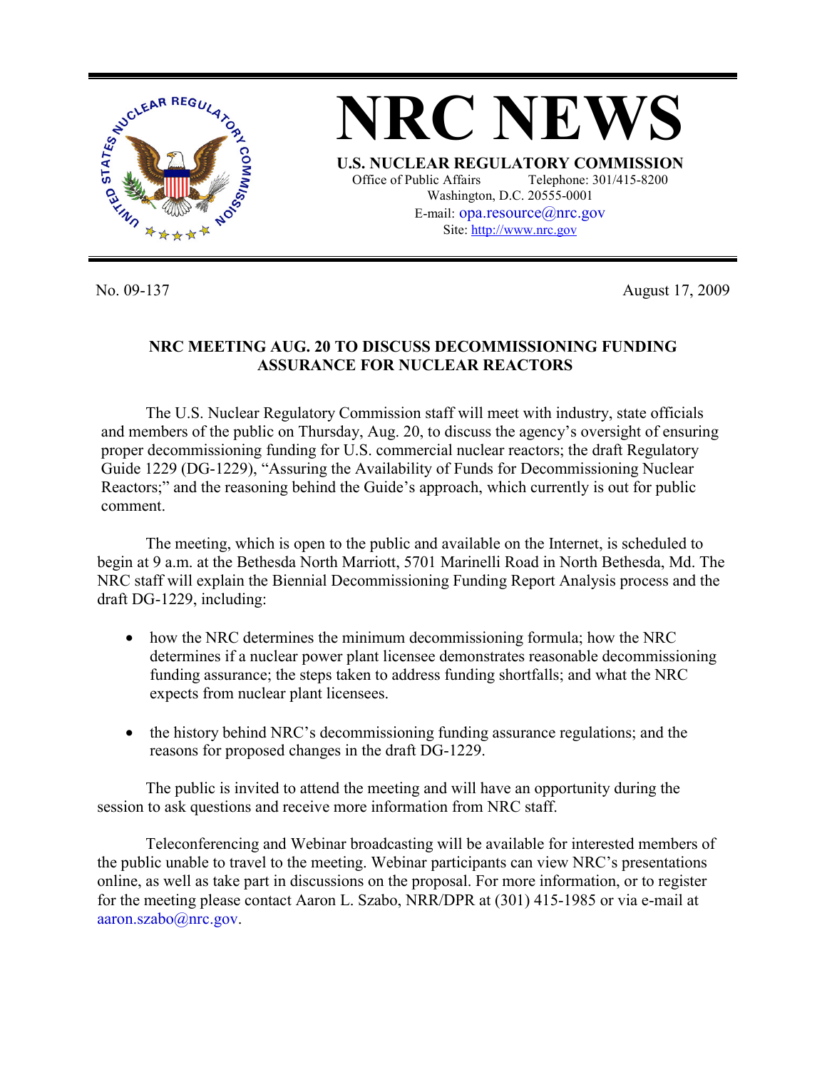# NRC NEWS

**U.S. NUCLEAR REGULATORY COMMISSION**

Office of Public Affairs Telephone: 301/415-8200
Washington, D.C. 20555-0001
E-mail: opa.resource@nrc.gov
Site: http://www.nrc.gov

No. 09-137 August 17, 2009

## NRC MEETING AUG. 20 TO DISCUSS DECOMMISSIONING FUNDING ASSURANCE FOR NUCLEAR REACTORS

The U.S. Nuclear Regulatory Commission staff will meet with industry, state officials and members of the public on Thursday, Aug. 20, to discuss the agency's oversight of ensuring proper decommissioning funding for U.S. commercial nuclear reactors; the draft Regulatory Guide 1229 (DG-1229), "Assuring the Availability of Funds for Decommissioning Nuclear Reactors;" and the reasoning behind the Guide's approach, which currently is out for public comment.

The meeting, which is open to the public and available on the Internet, is scheduled to begin at 9 a.m. at the Bethesda North Marriott, 5701 Marinelli Road in North Bethesda, Md. The NRC staff will explain the Biennial Decommissioning Funding Report Analysis process and the draft DG-1229, including:

- how the NRC determines the minimum decommissioning formula; how the NRC determines if a nuclear power plant licensee demonstrates reasonable decommissioning funding assurance; the steps taken to address funding shortfalls; and what the NRC expects from nuclear plant licensees.
- the history behind NRC's decommissioning funding assurance regulations; and the reasons for proposed changes in the draft DG-1229.

The public is invited to attend the meeting and will have an opportunity during the session to ask questions and receive more information from NRC staff.

Teleconferencing and Webinar broadcasting will be available for interested members of the public unable to travel to the meeting. Webinar participants can view NRC's presentations online, as well as take part in discussions on the proposal. For more information, or to register for the meeting please contact Aaron L. Szabo, NRR/DPR at (301) 415-1985 or via e-mail at aaron.szabo@nrc.gov.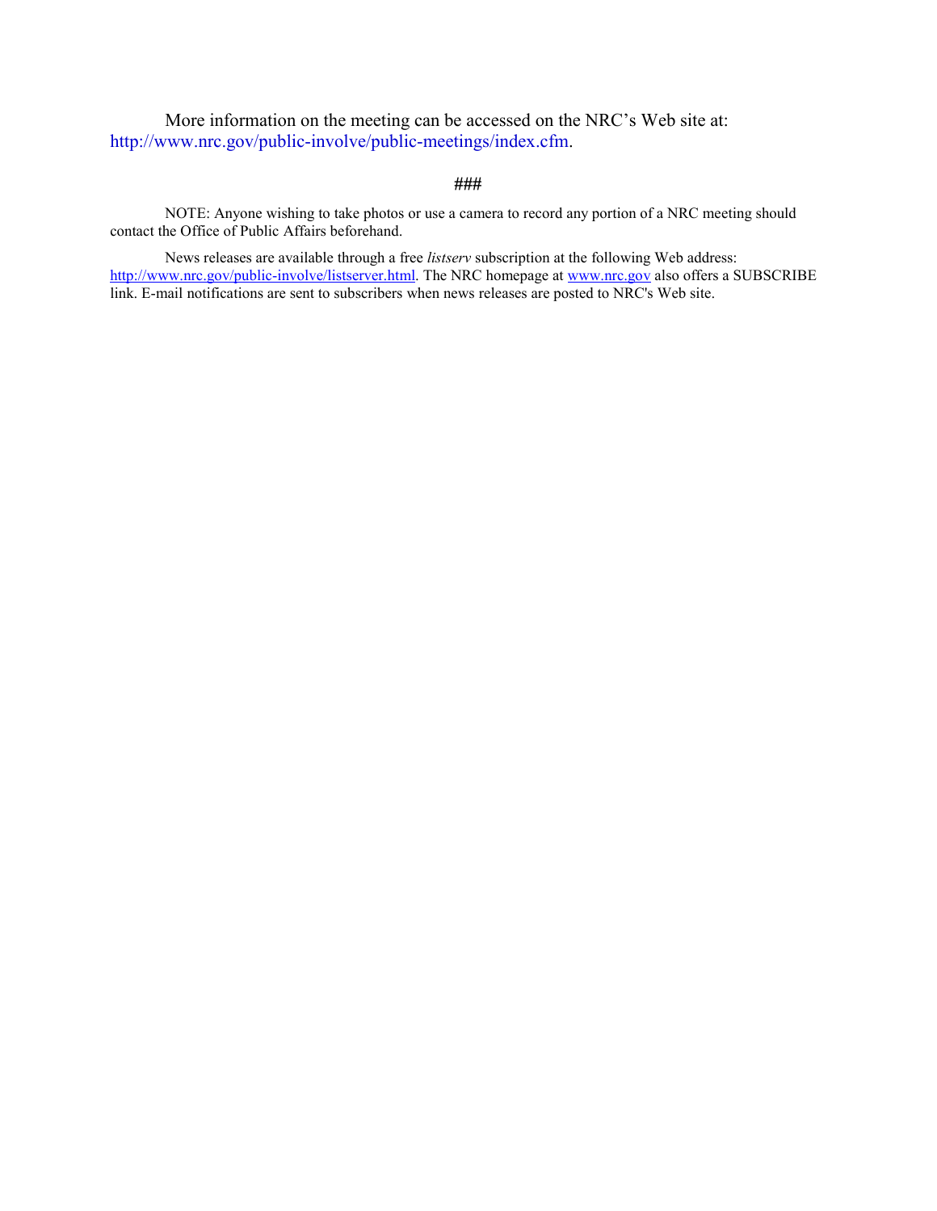More information on the meeting can be accessed on the NRC's Web site at: http://www.nrc.gov/public-involve/public-meetings/index.cfm.

###

NOTE: Anyone wishing to take photos or use a camera to record any portion of a NRC meeting should contact the Office of Public Affairs beforehand.

News releases are available through a free *listserv* subscription at the following Web address: http://www.nrc.gov/public-involve/listserver.html. The NRC homepage at www.nrc.gov also offers a SUBSCRIBE link. E-mail notifications are sent to subscribers when news releases are posted to NRC's Web site.